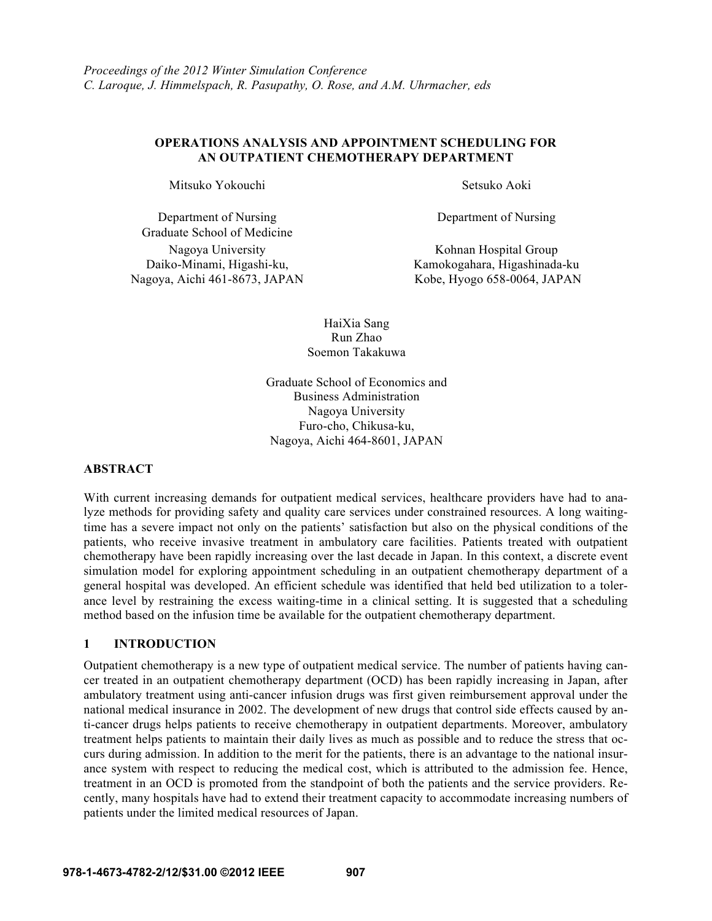*Proceedings of the 2012 Winter Simulation Conference*
*C. Laroque, J. Himmelspach, R. Pasupathy, O. Rose, and A.M. Uhrmacher, eds*

# OPERATIONS ANALYSIS AND APPOINTMENT SCHEDULING FOR AN OUTPATIENT CHEMOTHERAPY DEPARTMENT

Mitsuko Yokouchi

Department of Nursing
Graduate School of Medicine
Nagoya University
Daiko-Minami, Higashi-ku,
Nagoya, Aichi 461-8673, JAPAN

Setsuko Aoki

Department of Nursing
Kohnan Hospital Group
Kamokogahara, Higashinada-ku
Kobe, Hyogo 658-0064, JAPAN

HaiXia Sang
Run Zhao
Soemon Takakuwa

Graduate School of Economics and
Business Administration
Nagoya University
Furo-cho, Chikusa-ku,
Nagoya, Aichi 464-8601, JAPAN

## ABSTRACT

With current increasing demands for outpatient medical services, healthcare providers have had to analyze methods for providing safety and quality care services under constrained resources. A long waiting-time has a severe impact not only on the patients' satisfaction but also on the physical conditions of the patients, who receive invasive treatment in ambulatory care facilities. Patients treated with outpatient chemotherapy have been rapidly increasing over the last decade in Japan. In this context, a discrete event simulation model for exploring appointment scheduling in an outpatient chemotherapy department of a general hospital was developed. An efficient schedule was identified that held bed utilization to a tolerance level by restraining the excess waiting-time in a clinical setting. It is suggested that a scheduling method based on the infusion time be available for the outpatient chemotherapy department.

## 1 INTRODUCTION

Outpatient chemotherapy is a new type of outpatient medical service. The number of patients having cancer treated in an outpatient chemotherapy department (OCD) has been rapidly increasing in Japan, after ambulatory treatment using anti-cancer infusion drugs was first given reimbursement approval under the national medical insurance in 2002. The development of new drugs that control side effects caused by anti-cancer drugs helps patients to receive chemotherapy in outpatient departments. Moreover, ambulatory treatment helps patients to maintain their daily lives as much as possible and to reduce the stress that occurs during admission. In addition to the merit for the patients, there is an advantage to the national insurance system with respect to reducing the medical cost, which is attributed to the admission fee. Hence, treatment in an OCD is promoted from the standpoint of both the patients and the service providers. Recently, many hospitals have had to extend their treatment capacity to accommodate increasing numbers of patients under the limited medical resources of Japan.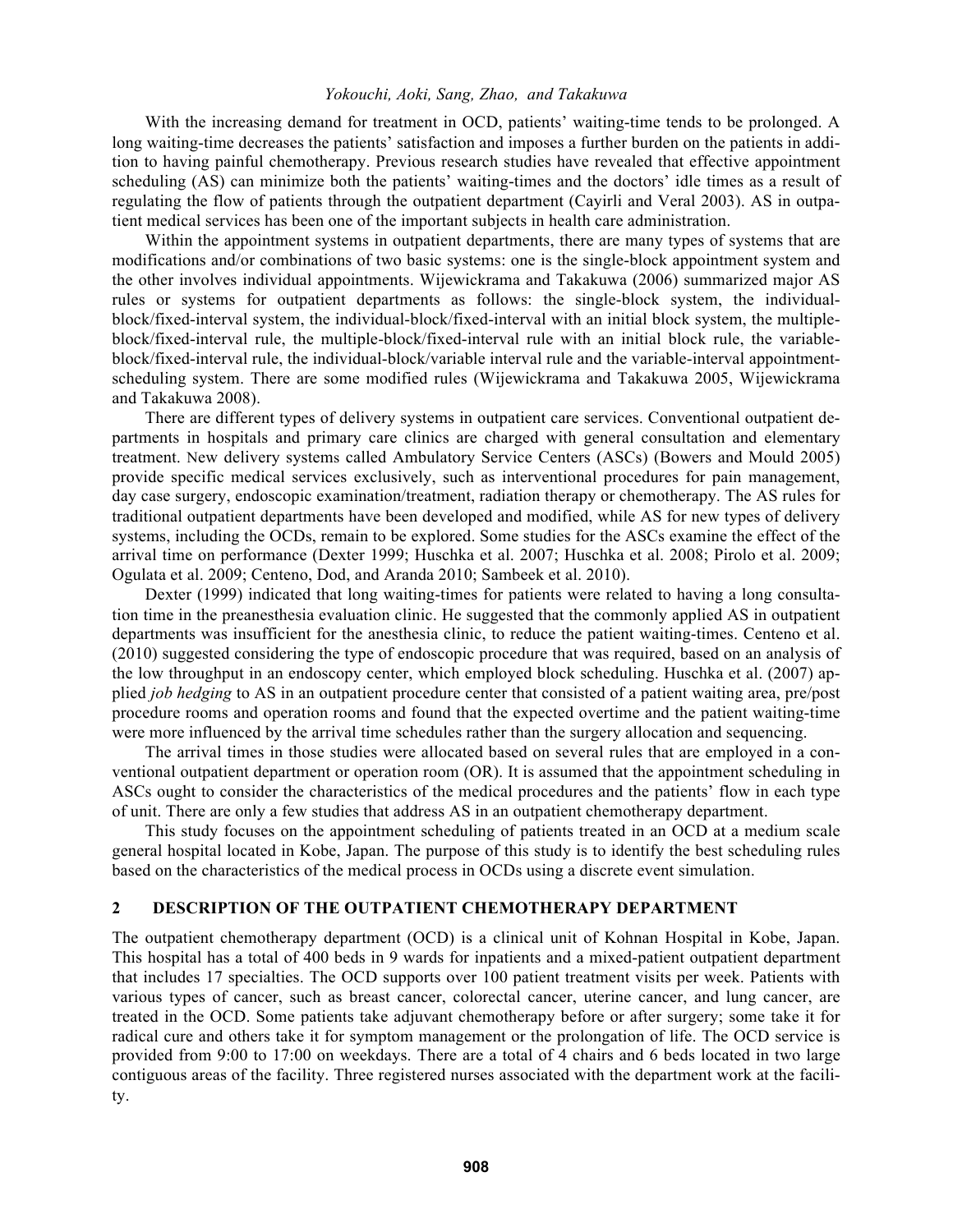With the increasing demand for treatment in OCD, patients' waiting-time tends to be prolonged. A long waiting-time decreases the patients' satisfaction and imposes a further burden on the patients in addition to having painful chemotherapy. Previous research studies have revealed that effective appointment scheduling (AS) can minimize both the patients' waiting-times and the doctors' idle times as a result of regulating the flow of patients through the outpatient department (Cayirli and Veral 2003). AS in outpatient medical services has been one of the important subjects in health care administration.

Within the appointment systems in outpatient departments, there are many types of systems that are modifications and/or combinations of two basic systems: one is the single-block appointment system and the other involves individual appointments. Wijewickrama and Takakuwa (2006) summarized major AS rules or systems for outpatient departments as follows: the single-block system, the individual-block/fixed-interval system, the individual-block/fixed-interval with an initial block system, the multiple-block/fixed-interval rule, the multiple-block/fixed-interval rule with an initial block rule, the variable-block/fixed-interval rule, the individual-block/variable interval rule and the variable-interval appointment-scheduling system. There are some modified rules (Wijewickrama and Takakuwa 2005, Wijewickrama and Takakuwa 2008).

There are different types of delivery systems in outpatient care services. Conventional outpatient departments in hospitals and primary care clinics are charged with general consultation and elementary treatment. New delivery systems called Ambulatory Service Centers (ASCs) (Bowers and Mould 2005) provide specific medical services exclusively, such as interventional procedures for pain management, day case surgery, endoscopic examination/treatment, radiation therapy or chemotherapy. The AS rules for traditional outpatient departments have been developed and modified, while AS for new types of delivery systems, including the OCDs, remain to be explored. Some studies for the ASCs examine the effect of the arrival time on performance (Dexter 1999; Huschka et al. 2007; Huschka et al. 2008; Pirolo et al. 2009; Ogulata et al. 2009; Centeno, Dod, and Aranda 2010; Sambeek et al. 2010).

Dexter (1999) indicated that long waiting-times for patients were related to having a long consultation time in the preanesthesia evaluation clinic. He suggested that the commonly applied AS in outpatient departments was insufficient for the anesthesia clinic, to reduce the patient waiting-times. Centeno et al. (2010) suggested considering the type of endoscopic procedure that was required, based on an analysis of the low throughput in an endoscopy center, which employed block scheduling. Huschka et al. (2007) applied *job hedging* to AS in an outpatient procedure center that consisted of a patient waiting area, pre/post procedure rooms and operation rooms and found that the expected overtime and the patient waiting-time were more influenced by the arrival time schedules rather than the surgery allocation and sequencing.

The arrival times in those studies were allocated based on several rules that are employed in a conventional outpatient department or operation room (OR). It is assumed that the appointment scheduling in ASCs ought to consider the characteristics of the medical procedures and the patients' flow in each type of unit. There are only a few studies that address AS in an outpatient chemotherapy department.

This study focuses on the appointment scheduling of patients treated in an OCD at a medium scale general hospital located in Kobe, Japan. The purpose of this study is to identify the best scheduling rules based on the characteristics of the medical process in OCDs using a discrete event simulation.

## 2 DESCRIPTION OF THE OUTPATIENT CHEMOTHERAPY DEPARTMENT

The outpatient chemotherapy department (OCD) is a clinical unit of Kohnan Hospital in Kobe, Japan. This hospital has a total of 400 beds in 9 wards for inpatients and a mixed-patient outpatient department that includes 17 specialties. The OCD supports over 100 patient treatment visits per week. Patients with various types of cancer, such as breast cancer, colorectal cancer, uterine cancer, and lung cancer, are treated in the OCD. Some patients take adjuvant chemotherapy before or after surgery; some take it for radical cure and others take it for symptom management or the prolongation of life. The OCD service is provided from 9:00 to 17:00 on weekdays. There are a total of 4 chairs and 6 beds located in two large contiguous areas of the facility. Three registered nurses associated with the department work at the facility.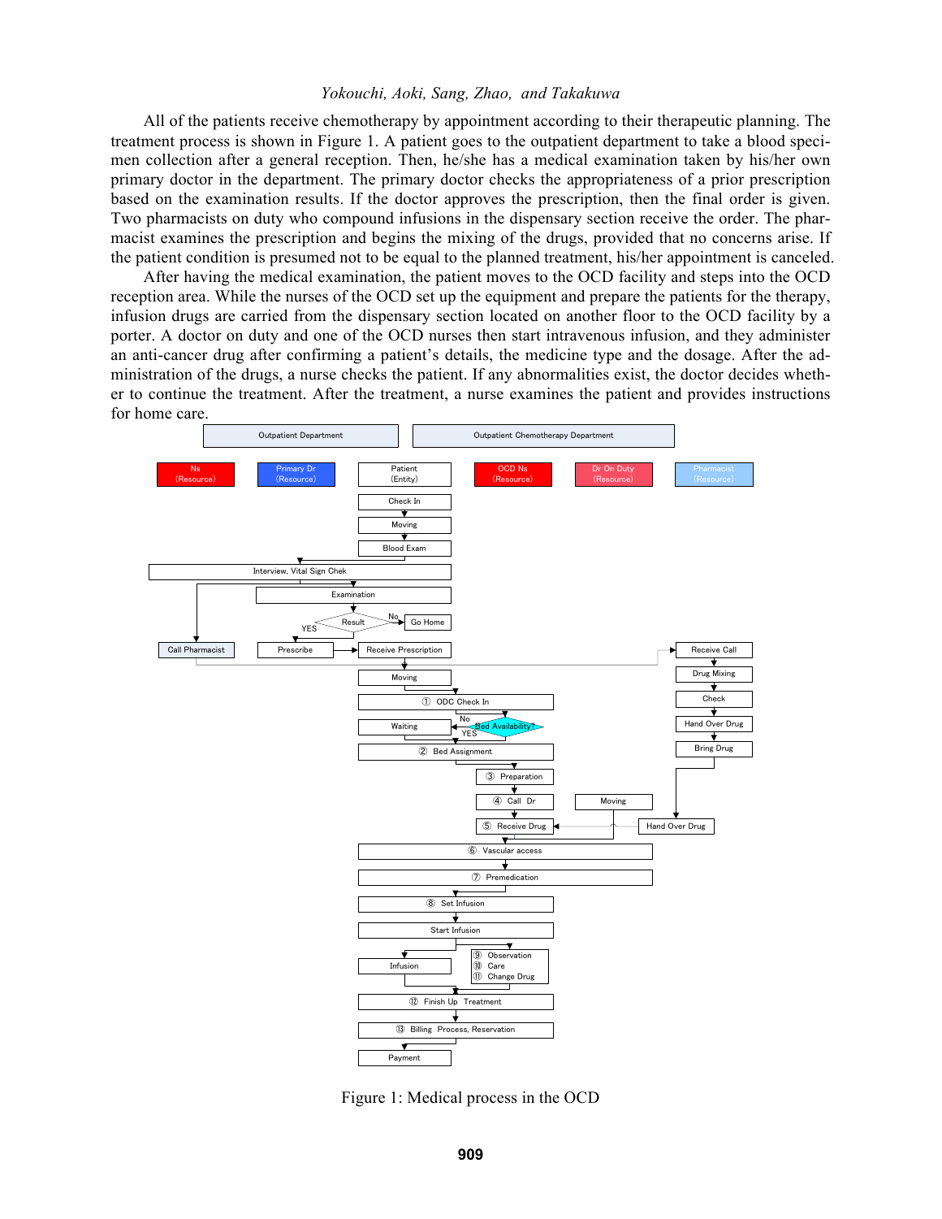All of the patients receive chemotherapy by appointment according to their therapeutic planning. The treatment process is shown in Figure 1. A patient goes to the outpatient department to take a blood specimen collection after a general reception. Then, he/she has a medical examination taken by his/her own primary doctor in the department. The primary doctor checks the appropriateness of a prior prescription based on the examination results. If the doctor approves the prescription, then the final order is given. Two pharmacists on duty who compound infusions in the dispensary section receive the order. The pharmacist examines the prescription and begins the mixing of the drugs, provided that no concerns arise. If the patient condition is presumed not to be equal to the planned treatment, his/her appointment is canceled.

After having the medical examination, the patient moves to the OCD facility and steps into the OCD reception area. While the nurses of the OCD set up the equipment and prepare the patients for the therapy, infusion drugs are carried from the dispensary section located on another floor to the OCD facility by a porter. A doctor on duty and one of the OCD nurses then start intravenous infusion, and they administer an anti-cancer drug after confirming a patient's details, the medicine type and the dosage. After the administration of the drugs, a nurse checks the patient. If any abnormalities exist, the doctor decides whether to continue the treatment. After the treatment, a nurse examines the patient and provides instructions for home care.

Figure 1: Medical process in the OCD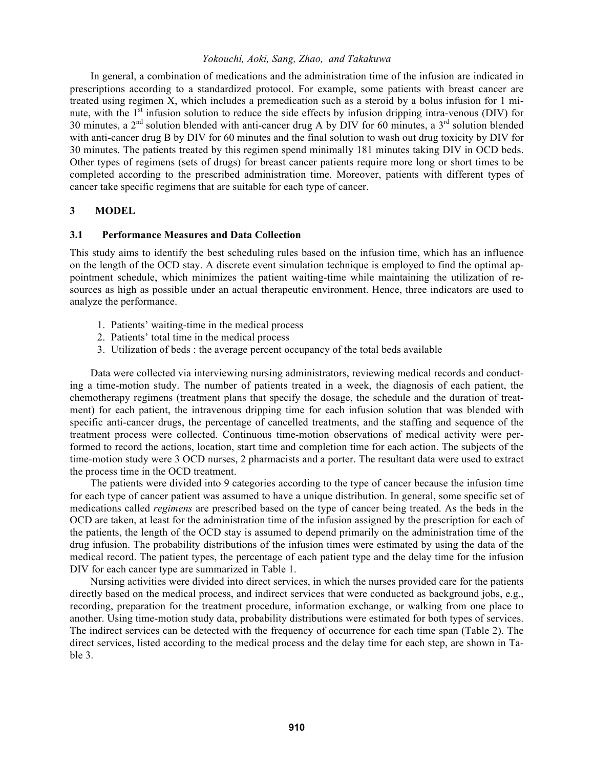In general, a combination of medications and the administration time of the infusion are indicated in prescriptions according to a standardized protocol. For example, some patients with breast cancer are treated using regimen X, which includes a premedication such as a steroid by a bolus infusion for 1 minute, with the 1st infusion solution to reduce the side effects by infusion dripping intra-venous (DIV) for 30 minutes, a 2nd solution blended with anti-cancer drug A by DIV for 60 minutes, a 3rd solution blended with anti-cancer drug B by DIV for 60 minutes and the final solution to wash out drug toxicity by DIV for 30 minutes. The patients treated by this regimen spend minimally 181 minutes taking DIV in OCD beds. Other types of regimens (sets of drugs) for breast cancer patients require more long or short times to be completed according to the prescribed administration time. Moreover, patients with different types of cancer take specific regimens that are suitable for each type of cancer.

## 3 MODEL

### 3.1 Performance Measures and Data Collection

This study aims to identify the best scheduling rules based on the infusion time, which has an influence on the length of the OCD stay. A discrete event simulation technique is employed to find the optimal appointment schedule, which minimizes the patient waiting-time while maintaining the utilization of resources as high as possible under an actual therapeutic environment. Hence, three indicators are used to analyze the performance.

1. Patients' waiting-time in the medical process
2. Patients' total time in the medical process
3. Utilization of beds : the average percent occupancy of the total beds available

Data were collected via interviewing nursing administrators, reviewing medical records and conducting a time-motion study. The number of patients treated in a week, the diagnosis of each patient, the chemotherapy regimens (treatment plans that specify the dosage, the schedule and the duration of treatment) for each patient, the intravenous dripping time for each infusion solution that was blended with specific anti-cancer drugs, the percentage of cancelled treatments, and the staffing and sequence of the treatment process were collected. Continuous time-motion observations of medical activity were performed to record the actions, location, start time and completion time for each action. The subjects of the time-motion study were 3 OCD nurses, 2 pharmacists and a porter. The resultant data were used to extract the process time in the OCD treatment.

The patients were divided into 9 categories according to the type of cancer because the infusion time for each type of cancer patient was assumed to have a unique distribution. In general, some specific set of medications called *regimens* are prescribed based on the type of cancer being treated. As the beds in the OCD are taken, at least for the administration time of the infusion assigned by the prescription for each of the patients, the length of the OCD stay is assumed to depend primarily on the administration time of the drug infusion. The probability distributions of the infusion times were estimated by using the data of the medical record. The patient types, the percentage of each patient type and the delay time for the infusion DIV for each cancer type are summarized in Table 1.

Nursing activities were divided into direct services, in which the nurses provided care for the patients directly based on the medical process, and indirect services that were conducted as background jobs, e.g., recording, preparation for the treatment procedure, information exchange, or walking from one place to another. Using time-motion study data, probability distributions were estimated for both types of services. The indirect services can be detected with the frequency of occurrence for each time span (Table 2). The direct services, listed according to the medical process and the delay time for each step, are shown in Table 3.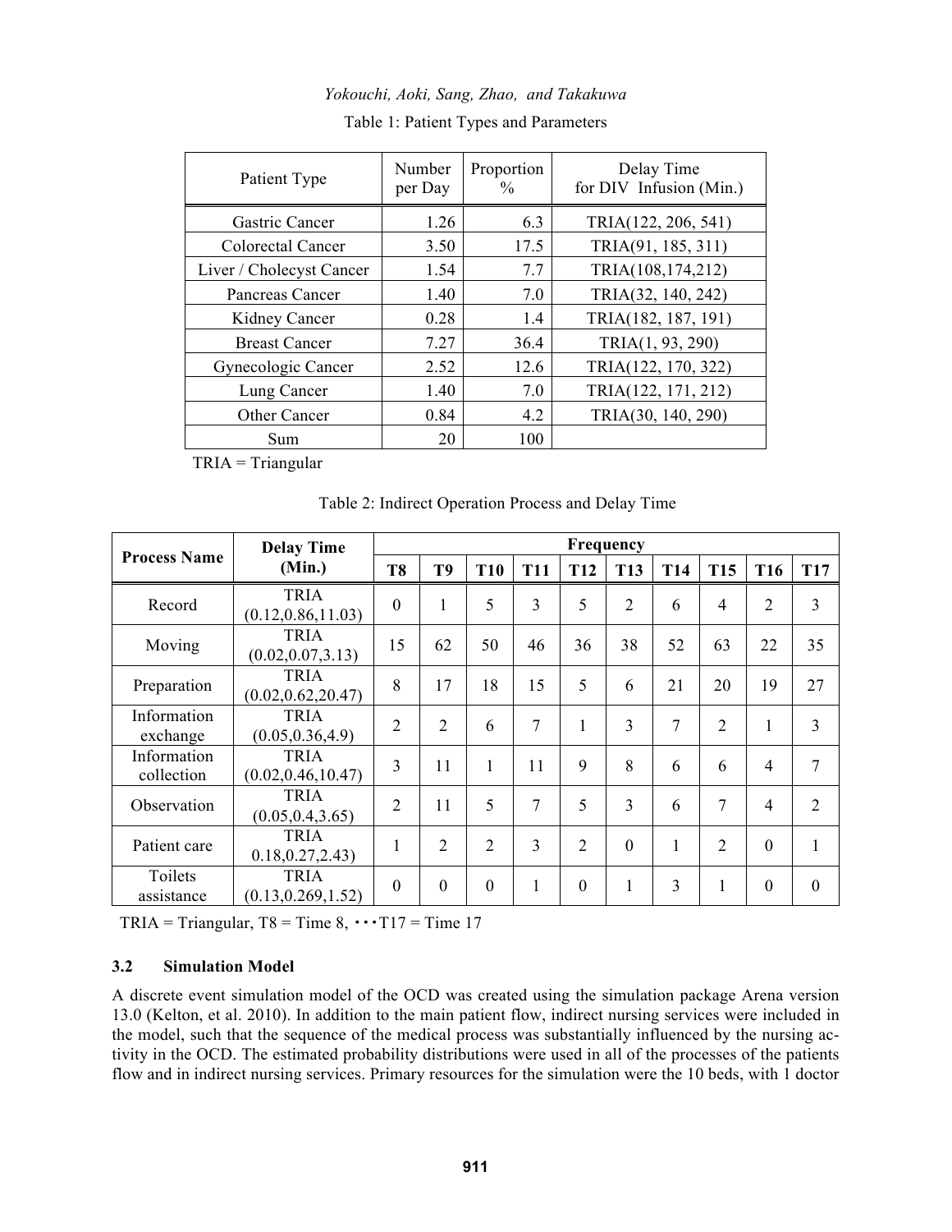Table 1: Patient Types and Parameters

| Patient Type | Number per Day | Proportion % | Delay Time for DIV Infusion (Min.) |
|---|---|---|---|
| Gastric Cancer | 1.26 | 6.3 | TRIA(122, 206, 541) |
| Colorectal Cancer | 3.50 | 17.5 | TRIA(91, 185, 311) |
| Liver / Cholecyst Cancer | 1.54 | 7.7 | TRIA(108,174,212) |
| Pancreas Cancer | 1.40 | 7.0 | TRIA(32, 140, 242) |
| Kidney Cancer | 0.28 | 1.4 | TRIA(182, 187, 191) |
| Breast Cancer | 7.27 | 36.4 | TRIA(1, 93, 290) |
| Gynecologic Cancer | 2.52 | 12.6 | TRIA(122, 170, 322) |
| Lung Cancer | 1.40 | 7.0 | TRIA(122, 171, 212) |
| Other Cancer | 0.84 | 4.2 | TRIA(30, 140, 290) |
| Sum | 20 | 100 | |

TRIA = Triangular

Table 2: Indirect Operation Process and Delay Time

| Process Name | Delay Time (Min.) | Frequency | | | | | | | | | |
|---|---|---|---|---|---|---|---|---|---|---|---|
| | | T8 | T9 | T10 | T11 | T12 | T13 | T14 | T15 | T16 | T17 |
| Record | TRIA (0.12,0.86,11.03) | 0 | 1 | 5 | 3 | 5 | 2 | 6 | 4 | 2 | 3 |
| Moving | TRIA (0.02,0.07,3.13) | 15 | 62 | 50 | 46 | 36 | 38 | 52 | 63 | 22 | 35 |
| Preparation | TRIA (0.02,0.62,20.47) | 8 | 17 | 18 | 15 | 5 | 6 | 21 | 20 | 19 | 27 |
| Information exchange | TRIA (0.05,0.36,4.9) | 2 | 2 | 6 | 7 | 1 | 3 | 7 | 2 | 1 | 3 |
| Information collection | TRIA (0.02,0.46,10.47) | 3 | 11 | 1 | 11 | 9 | 8 | 6 | 6 | 4 | 7 |
| Observation | TRIA (0.05,0.4,3.65) | 2 | 11 | 5 | 7 | 5 | 3 | 6 | 7 | 4 | 2 |
| Patient care | TRIA 0.18,0.27,2.43) | 1 | 2 | 2 | 3 | 2 | 0 | 1 | 2 | 0 | 1 |
| Toilets assistance | TRIA (0.13,0.269,1.52) | 0 | 0 | 0 | 1 | 0 | 1 | 3 | 1 | 0 | 0 |

TRIA = Triangular, T8 = Time 8, ・・・T17 = Time 17

### 3.2 Simulation Model

A discrete event simulation model of the OCD was created using the simulation package Arena version 13.0 (Kelton, et al. 2010). In addition to the main patient flow, indirect nursing services were included in the model, such that the sequence of the medical process was substantially influenced by the nursing activity in the OCD. The estimated probability distributions were used in all of the processes of the patients flow and in indirect nursing services. Primary resources for the simulation were the 10 beds, with 1 doctor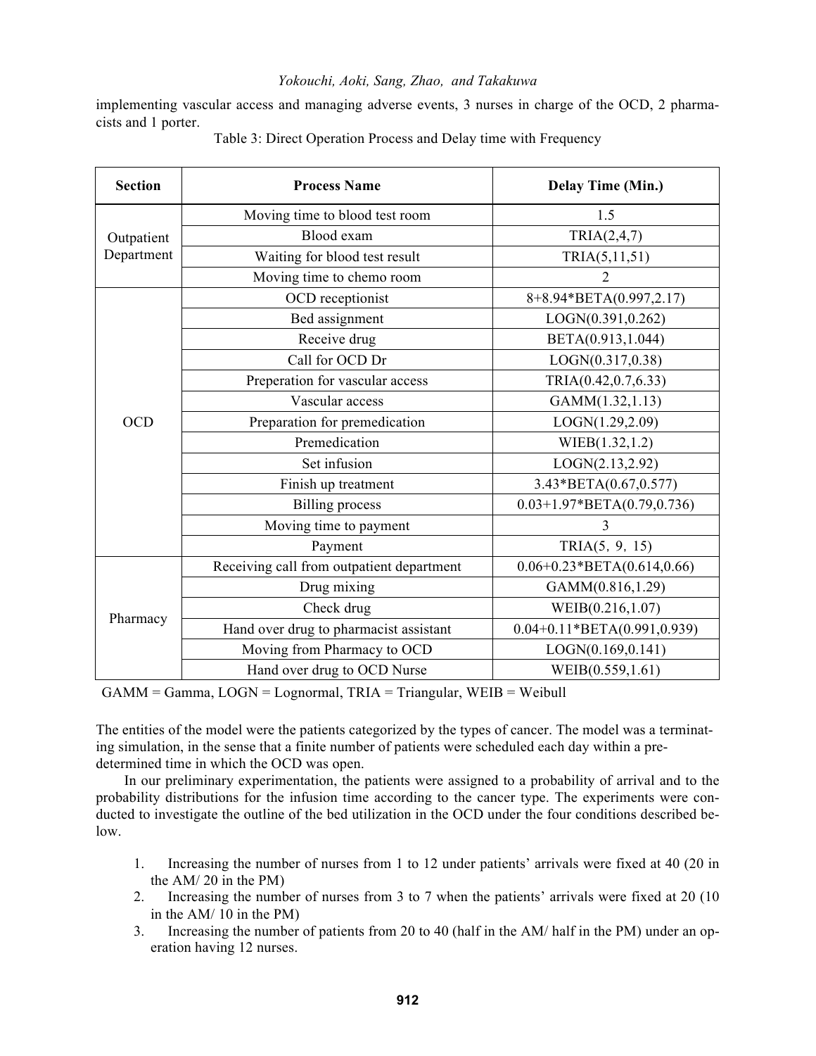implementing vascular access and managing adverse events, 3 nurses in charge of the OCD, 2 pharmacists and 1 porter.

Table 3: Direct Operation Process and Delay time with Frequency

| Section | Process Name | Delay Time (Min.) |
|---|---|---|
| Outpatient Department | Moving time to blood test room | 1.5 |
| | Blood exam | TRIA(2,4,7) |
| | Waiting for blood test result | TRIA(5,11,51) |
| | Moving time to chemo room | 2 |
| OCD | OCD receptionist | 8+8.94*BETA(0.997,2.17) |
| | Bed assignment | LOGN(0.391,0.262) |
| | Receive drug | BETA(0.913,1.044) |
| | Call for OCD Dr | LOGN(0.317,0.38) |
| | Preperation for vascular access | TRIA(0.42,0.7,6.33) |
| | Vascular access | GAMM(1.32,1.13) |
| | Preparation for premedication | LOGN(1.29,2.09) |
| | Premedication | WIEB(1.32,1.2) |
| | Set infusion | LOGN(2.13,2.92) |
| | Finish up treatment | 3.43*BETA(0.67,0.577) |
| | Billing process | 0.03+1.97*BETA(0.79,0.736) |
| | Moving time to payment | 3 |
| | Payment | TRIA(5, 9, 15) |
| Pharmacy | Receiving call from outpatient department | 0.06+0.23*BETA(0.614,0.66) |
| | Drug mixing | GAMM(0.816,1.29) |
| | Check drug | WEIB(0.216,1.07) |
| | Hand over drug to pharmacist assistant | 0.04+0.11*BETA(0.991,0.939) |
| | Moving from Pharmacy to OCD | LOGN(0.169,0.141) |
| | Hand over drug to OCD Nurse | WEIB(0.559,1.61) |

GAMM = Gamma, LOGN = Lognormal, TRIA = Triangular, WEIB = Weibull

The entities of the model were the patients categorized by the types of cancer. The model was a terminating simulation, in the sense that a finite number of patients were scheduled each day within a predetermined time in which the OCD was open.

In our preliminary experimentation, the patients were assigned to a probability of arrival and to the probability distributions for the infusion time according to the cancer type. The experiments were conducted to investigate the outline of the bed utilization in the OCD under the four conditions described below.

1. Increasing the number of nurses from 1 to 12 under patients' arrivals were fixed at 40 (20 in the AM/ 20 in the PM)
2. Increasing the number of nurses from 3 to 7 when the patients' arrivals were fixed at 20 (10 in the AM/ 10 in the PM)
3. Increasing the number of patients from 20 to 40 (half in the AM/ half in the PM) under an operation having 12 nurses.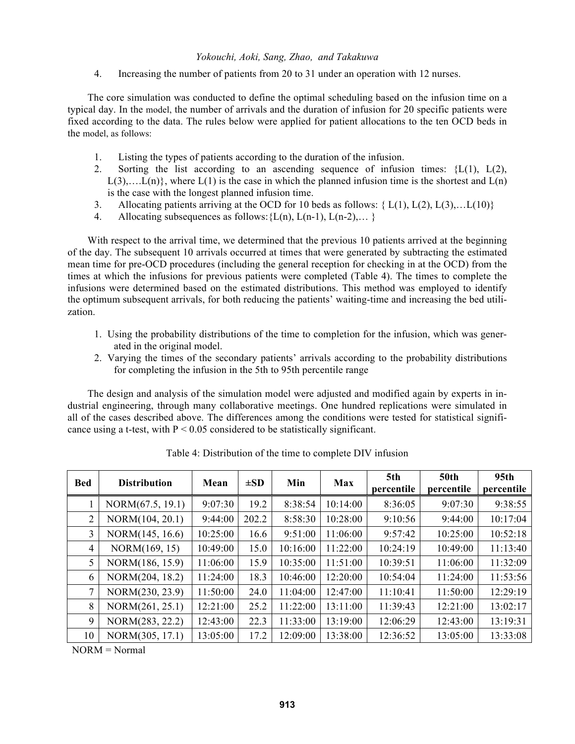4. Increasing the number of patients from 20 to 31 under an operation with 12 nurses.

The core simulation was conducted to define the optimal scheduling based on the infusion time on a typical day. In the model, the number of arrivals and the duration of infusion for 20 specific patients were fixed according to the data. The rules below were applied for patient allocations to the ten OCD beds in the model, as follows:

1. Listing the types of patients according to the duration of the infusion.
2. Sorting the list according to an ascending sequence of infusion times: {L(1), L(2), L(3),….L(n)}, where L(1) is the case in which the planned infusion time is the shortest and L(n) is the case with the longest planned infusion time.
3. Allocating patients arriving at the OCD for 10 beds as follows: { L(1), L(2), L(3),…L(10)}
4. Allocating subsequences as follows:{L(n), L(n-1), L(n-2),… }

With respect to the arrival time, we determined that the previous 10 patients arrived at the beginning of the day. The subsequent 10 arrivals occurred at times that were generated by subtracting the estimated mean time for pre-OCD procedures (including the general reception for checking in at the OCD) from the times at which the infusions for previous patients were completed (Table 4). The times to complete the infusions were determined based on the estimated distributions. This method was employed to identify the optimum subsequent arrivals, for both reducing the patients' waiting-time and increasing the bed utilization.

1. Using the probability distributions of the time to completion for the infusion, which was generated in the original model.
2. Varying the times of the secondary patients' arrivals according to the probability distributions for completing the infusion in the 5th to 95th percentile range

The design and analysis of the simulation model were adjusted and modified again by experts in industrial engineering, through many collaborative meetings. One hundred replications were simulated in all of the cases described above. The differences among the conditions were tested for statistical significance using a t-test, with $P < 0.05$ considered to be statistically significant.

Table 4: Distribution of the time to complete DIV infusion

| Bed | Distribution | Mean | ±SD | Min | Max | 5th percentile | 50th percentile | 95th percentile |
|---|---|---|---|---|---|---|---|---|
| 1 | NORM(67.5, 19.1) | 9:07:30 | 19.2 | 8:38:54 | 10:14:00 | 8:36:05 | 9:07:30 | 9:38:55 |
| 2 | NORM(104, 20.1) | 9:44:00 | 202.2 | 8:58:30 | 10:28:00 | 9:10:56 | 9:44:00 | 10:17:04 |
| 3 | NORM(145, 16.6) | 10:25:00 | 16.6 | 9:51:00 | 11:06:00 | 9:57:42 | 10:25:00 | 10:52:18 |
| 4 | NORM(169, 15) | 10:49:00 | 15.0 | 10:16:00 | 11:22:00 | 10:24:19 | 10:49:00 | 11:13:40 |
| 5 | NORM(186, 15.9) | 11:06:00 | 15.9 | 10:35:00 | 11:51:00 | 10:39:51 | 11:06:00 | 11:32:09 |
| 6 | NORM(204, 18.2) | 11:24:00 | 18.3 | 10:46:00 | 12:20:00 | 10:54:04 | 11:24:00 | 11:53:56 |
| 7 | NORM(230, 23.9) | 11:50:00 | 24.0 | 11:04:00 | 12:47:00 | 11:10:41 | 11:50:00 | 12:29:19 |
| 8 | NORM(261, 25.1) | 12:21:00 | 25.2 | 11:22:00 | 13:11:00 | 11:39:43 | 12:21:00 | 13:02:17 |
| 9 | NORM(283, 22.2) | 12:43:00 | 22.3 | 11:33:00 | 13:19:00 | 12:06:29 | 12:43:00 | 13:19:31 |
| 10 | NORM(305, 17.1) | 13:05:00 | 17.2 | 12:09:00 | 13:38:00 | 12:36:52 | 13:05:00 | 13:33:08 |

NORM = Normal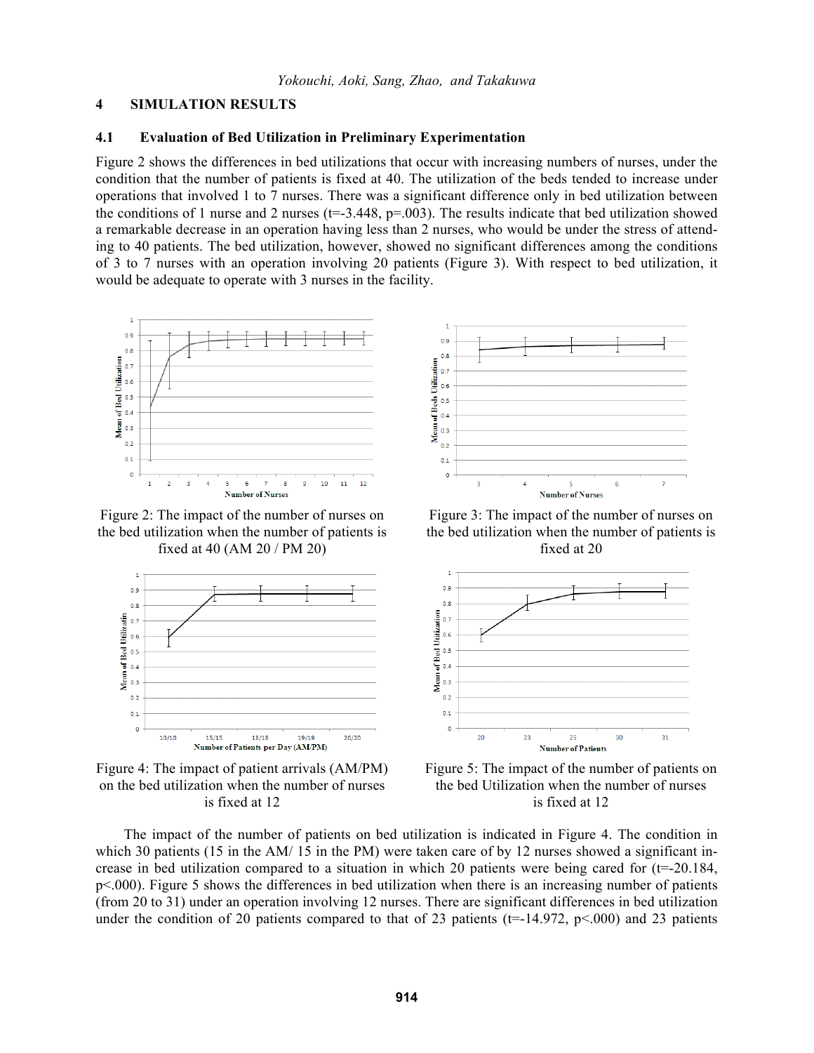## 4 SIMULATION RESULTS

### 4.1 Evaluation of Bed Utilization in Preliminary Experimentation

Figure 2 shows the differences in bed utilizations that occur with increasing numbers of nurses, under the condition that the number of patients is fixed at 40. The utilization of the beds tended to increase under operations that involved 1 to 7 nurses. There was a significant difference only in bed utilization between the conditions of 1 nurse and 2 nurses ($t$=-3.448, $p$=.003). The results indicate that bed utilization showed a remarkable decrease in an operation having less than 2 nurses, who would be under the stress of attending to 40 patients. The bed utilization, however, showed no significant differences among the conditions of 3 to 7 nurses with an operation involving 20 patients (Figure 3). With respect to bed utilization, it would be adequate to operate with 3 nurses in the facility.

Figure 2: The impact of the number of nurses on the bed utilization when the number of patients is fixed at 40 (AM 20 / PM 20)

Figure 3: The impact of the number of nurses on the bed utilization when the number of patients is fixed at 20

Figure 4: The impact of patient arrivals (AM/PM) on the bed utilization when the number of nurses is fixed at 12

Figure 5: The impact of the number of patients on the bed Utilization when the number of nurses is fixed at 12

The impact of the number of patients on bed utilization is indicated in Figure 4. The condition in which 30 patients (15 in the AM/ 15 in the PM) were taken care of by 12 nurses showed a significant increase in bed utilization compared to a situation in which 20 patients were being cared for ($t$=-20.184, $p$<.000). Figure 5 shows the differences in bed utilization when there is an increasing number of patients (from 20 to 31) under an operation involving 12 nurses. There are significant differences in bed utilization under the condition of 20 patients compared to that of 23 patients ($t$=-14.972, $p$<.000) and 23 patients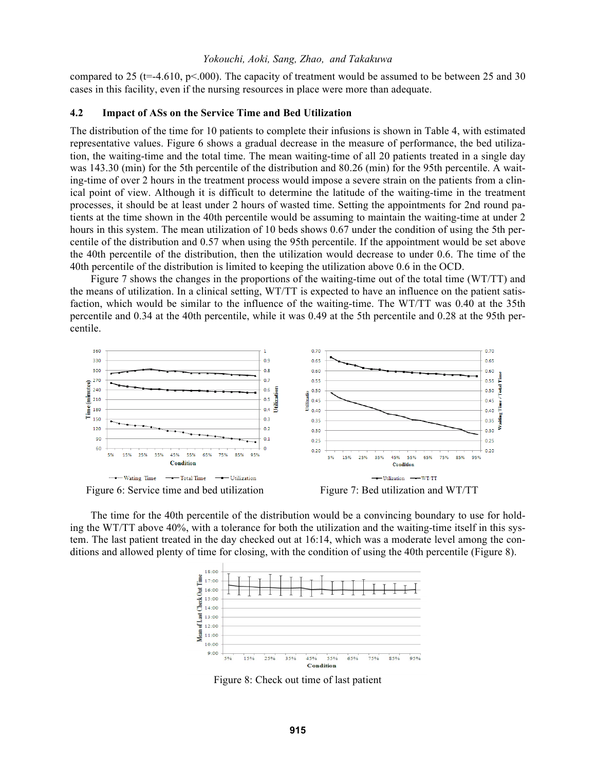compared to 25 (t=-4.610, p<.000). The capacity of treatment would be assumed to be between 25 and 30 cases in this facility, even if the nursing resources in place were more than adequate.

### 4.2 Impact of ASs on the Service Time and Bed Utilization

The distribution of the time for 10 patients to complete their infusions is shown in Table 4, with estimated representative values. Figure 6 shows a gradual decrease in the measure of performance, the bed utilization, the waiting-time and the total time. The mean waiting-time of all 20 patients treated in a single day was 143.30 (min) for the 5th percentile of the distribution and 80.26 (min) for the 95th percentile. A waiting-time of over 2 hours in the treatment process would impose a severe strain on the patients from a clinical point of view. Although it is difficult to determine the latitude of the waiting-time in the treatment processes, it should be at least under 2 hours of wasted time. Setting the appointments for 2nd round patients at the time shown in the 40th percentile would be assuming to maintain the waiting-time at under 2 hours in this system. The mean utilization of 10 beds shows 0.67 under the condition of using the 5th percentile of the distribution and 0.57 when using the 95th percentile. If the appointment would be set above the 40th percentile of the distribution, then the utilization would decrease to under 0.6. The time of the 40th percentile of the distribution is limited to keeping the utilization above 0.6 in the OCD.

Figure 7 shows the changes in the proportions of the waiting-time out of the total time (WT/TT) and the means of utilization. In a clinical setting, WT/TT is expected to have an influence on the patient satisfaction, which would be similar to the influence of the waiting-time. The WT/TT was 0.40 at the 35th percentile and 0.34 at the 40th percentile, while it was 0.49 at the 5th percentile and 0.28 at the 95th percentile.

Figure 6: Service time and bed utilization

Figure 7: Bed utilization and WT/TT

The time for the 40th percentile of the distribution would be a convincing boundary to use for holding the WT/TT above 40%, with a tolerance for both the utilization and the waiting-time itself in this system. The last patient treated in the day checked out at 16:14, which was a moderate level among the conditions and allowed plenty of time for closing, with the condition of using the 40th percentile (Figure 8).

Figure 8: Check out time of last patient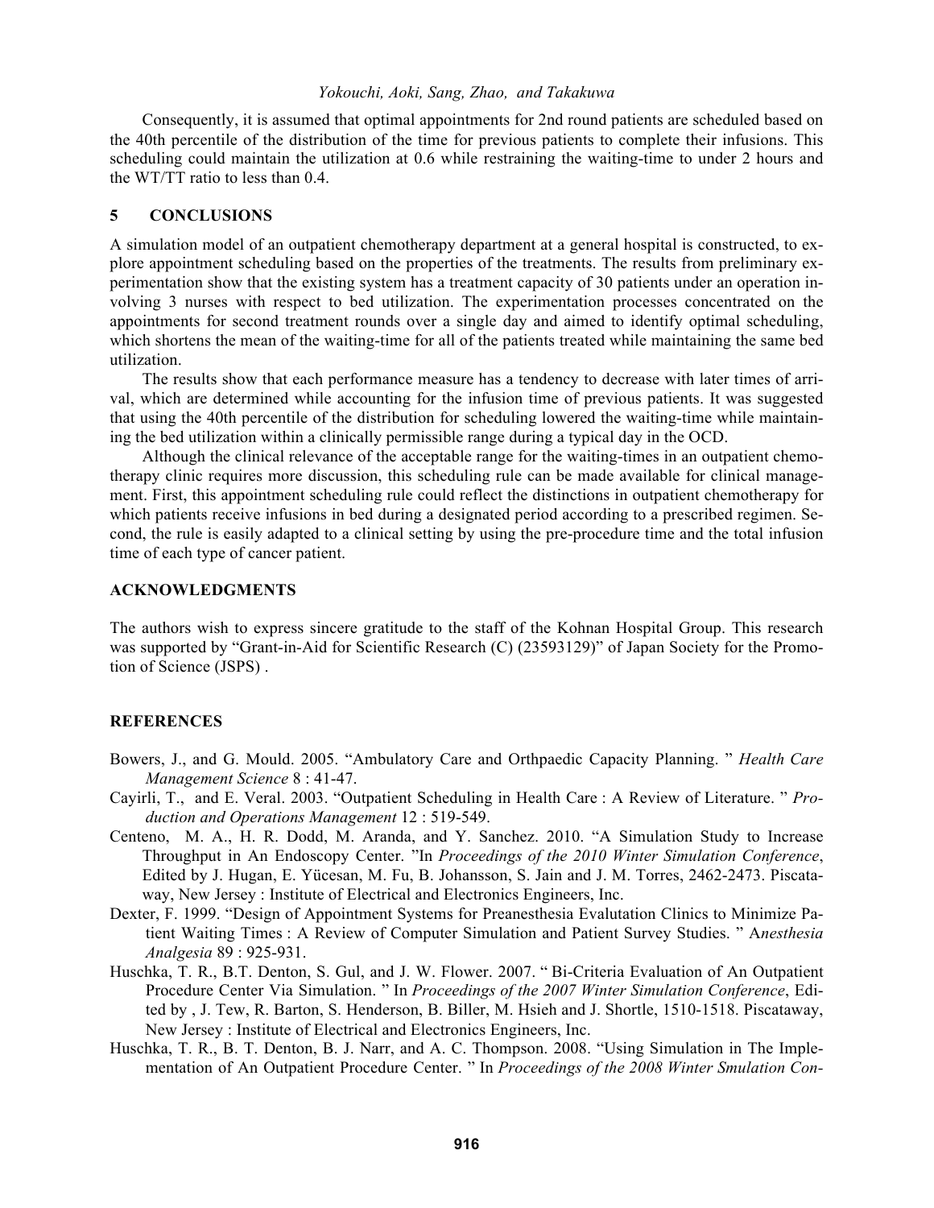Consequently, it is assumed that optimal appointments for 2nd round patients are scheduled based on the 40th percentile of the distribution of the time for previous patients to complete their infusions. This scheduling could maintain the utilization at 0.6 while restraining the waiting-time to under 2 hours and the WT/TT ratio to less than 0.4.

## 5 CONCLUSIONS

A simulation model of an outpatient chemotherapy department at a general hospital is constructed, to explore appointment scheduling based on the properties of the treatments. The results from preliminary experimentation show that the existing system has a treatment capacity of 30 patients under an operation involving 3 nurses with respect to bed utilization. The experimentation processes concentrated on the appointments for second treatment rounds over a single day and aimed to identify optimal scheduling, which shortens the mean of the waiting-time for all of the patients treated while maintaining the same bed utilization.

The results show that each performance measure has a tendency to decrease with later times of arrival, which are determined while accounting for the infusion time of previous patients. It was suggested that using the 40th percentile of the distribution for scheduling lowered the waiting-time while maintaining the bed utilization within a clinically permissible range during a typical day in the OCD.

Although the clinical relevance of the acceptable range for the waiting-times in an outpatient chemotherapy clinic requires more discussion, this scheduling rule can be made available for clinical management. First, this appointment scheduling rule could reflect the distinctions in outpatient chemotherapy for which patients receive infusions in bed during a designated period according to a prescribed regimen. Second, the rule is easily adapted to a clinical setting by using the pre-procedure time and the total infusion time of each type of cancer patient.

## ACKNOWLEDGMENTS

The authors wish to express sincere gratitude to the staff of the Kohnan Hospital Group. This research was supported by "Grant-in-Aid for Scientific Research (C) (23593129)" of Japan Society for the Promotion of Science (JSPS) .

## REFERENCES

Bowers, J., and G. Mould. 2005. "Ambulatory Care and Orthpaedic Capacity Planning. " *Health Care Management Science* 8 : 41-47.

Cayirli, T., and E. Veral. 2003. "Outpatient Scheduling in Health Care : A Review of Literature. " *Production and Operations Management* 12 : 519-549.

Centeno, M. A., H. R. Dodd, M. Aranda, and Y. Sanchez. 2010. "A Simulation Study to Increase Throughput in An Endoscopy Center. "In *Proceedings of the 2010 Winter Simulation Conference*, Edited by J. Hugan, E. Yücesan, M. Fu, B. Johansson, S. Jain and J. M. Torres, 2462-2473. Piscataway, New Jersey : Institute of Electrical and Electronics Engineers, Inc.

Dexter, F. 1999. "Design of Appointment Systems for Preanesthesia Evalutation Clinics to Minimize Patient Waiting Times : A Review of Computer Simulation and Patient Survey Studies. " A*nesthesia Analgesia* 89 : 925-931.

Huschka, T. R., B.T. Denton, S. Gul, and J. W. Flower. 2007. " Bi-Criteria Evaluation of An Outpatient Procedure Center Via Simulation. " In *Proceedings of the 2007 Winter Simulation Conference*, Edited by , J. Tew, R. Barton, S. Henderson, B. Biller, M. Hsieh and J. Shortle, 1510-1518. Piscataway, New Jersey : Institute of Electrical and Electronics Engineers, Inc.

Huschka, T. R., B. T. Denton, B. J. Narr, and A. C. Thompson. 2008. "Using Simulation in The Implementation of An Outpatient Procedure Center. " In *Proceedings of the 2008 Winter Smulation Con-*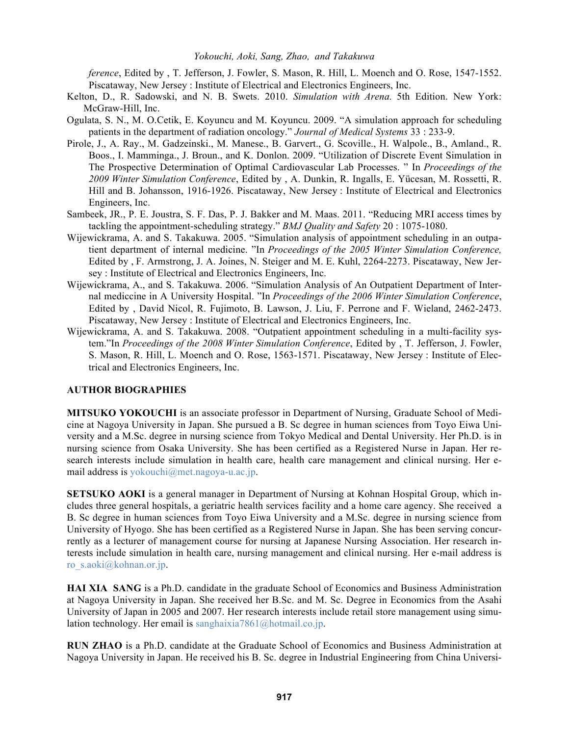*ference*, Edited by , T. Jefferson, J. Fowler, S. Mason, R. Hill, L. Moench and O. Rose, 1547-1552. Piscataway, New Jersey : Institute of Electrical and Electronics Engineers, Inc.

Kelton, D., R. Sadowski, and N. B. Swets. 2010. *Simulation with Arena.* 5th Edition. New York: McGraw-Hill, Inc.

Ogulata, S. N., M. O.Cetik, E. Koyuncu and M. Koyuncu. 2009. "A simulation approach for scheduling patients in the department of radiation oncology." *Journal of Medical Systems* 33 : 233-9.

Pirole, J., A. Ray., M. Gadzeinski., M. Manese., B. Garvert., G. Scoville., H. Walpole., B., Amland., R. Boos., I. Mamminga., J. Broun., and K. Donlon. 2009. "Utilization of Discrete Event Simulation in The Prospective Determination of Optimal Cardiovascular Lab Processes. " In *Proceedings of the 2009 Winter Simulation Conference*, Edited by , A. Dunkin, R. Ingalls, E. Yücesan, M. Rossetti, R. Hill and B. Johansson, 1916-1926. Piscataway, New Jersey : Institute of Electrical and Electronics Engineers, Inc.

Sambeek, JR., P. E. Joustra, S. F. Das, P. J. Bakker and M. Maas. 2011. "Reducing MRI access times by tackling the appointment-scheduling strategy." *BMJ Quality and Safety* 20 : 1075-1080.

Wijewickrama, A. and S. Takakuwa. 2005. "Simulation analysis of appointment scheduling in an outpatient department of internal medicine. "In *Proceedings of the 2005 Winter Simulation Conference,* Edited by , F. Armstrong, J. A. Joines, N. Steiger and M. E. Kuhl, 2264-2273. Piscataway, New Jersey : Institute of Electrical and Electronics Engineers, Inc.

Wijewickrama, A., and S. Takakuwa. 2006. "Simulation Analysis of An Outpatient Department of Internal mediccine in A University Hospital. "In *Proceedings of the 2006 Winter Simulation Conference*, Edited by , David Nicol, R. Fujimoto, B. Lawson, J. Liu, F. Perrone and F. Wieland, 2462-2473. Piscataway, New Jersey : Institute of Electrical and Electronics Engineers, Inc.

Wijewickrama, A. and S. Takakuwa. 2008. "Outpatient appointment scheduling in a multi-facility system."In *Proceedings of the 2008 Winter Simulation Conference*, Edited by , T. Jefferson, J. Fowler, S. Mason, R. Hill, L. Moench and O. Rose, 1563-1571. Piscataway, New Jersey : Institute of Electrical and Electronics Engineers, Inc.

## AUTHOR BIOGRAPHIES

**MITSUKO YOKOUCHI** is an associate professor in Department of Nursing, Graduate School of Medicine at Nagoya University in Japan. She pursued a B. Sc degree in human sciences from Toyo Eiwa University and a M.Sc. degree in nursing science from Tokyo Medical and Dental University. Her Ph.D. is in nursing science from Osaka University. She has been certified as a Registered Nurse in Japan. Her research interests include simulation in health care, health care management and clinical nursing. Her e-mail address is yokouchi@met.nagoya-u.ac.jp.

**SETSUKO AOKI** is a general manager in Department of Nursing at Kohnan Hospital Group, which includes three general hospitals, a geriatric health services facility and a home care agency. She received a B. Sc degree in human sciences from Toyo Eiwa University and a M.Sc. degree in nursing science from University of Hyogo. She has been certified as a Registered Nurse in Japan. She has been serving concurrently as a lecturer of management course for nursing at Japanese Nursing Association. Her research interests include simulation in health care, nursing management and clinical nursing. Her e-mail address is ro_s.aoki@kohnan.or.jp.

**HAI XIA SANG** is a Ph.D. candidate in the graduate School of Economics and Business Administration at Nagoya University in Japan. She received her B.Sc. and M. Sc. Degree in Economics from the Asahi University of Japan in 2005 and 2007. Her research interests include retail store management using simulation technology. Her email is sanghaixia7861@hotmail.co.jp.

**RUN ZHAO** is a Ph.D. candidate at the Graduate School of Economics and Business Administration at Nagoya University in Japan. He received his B. Sc. degree in Industrial Engineering from China Universi-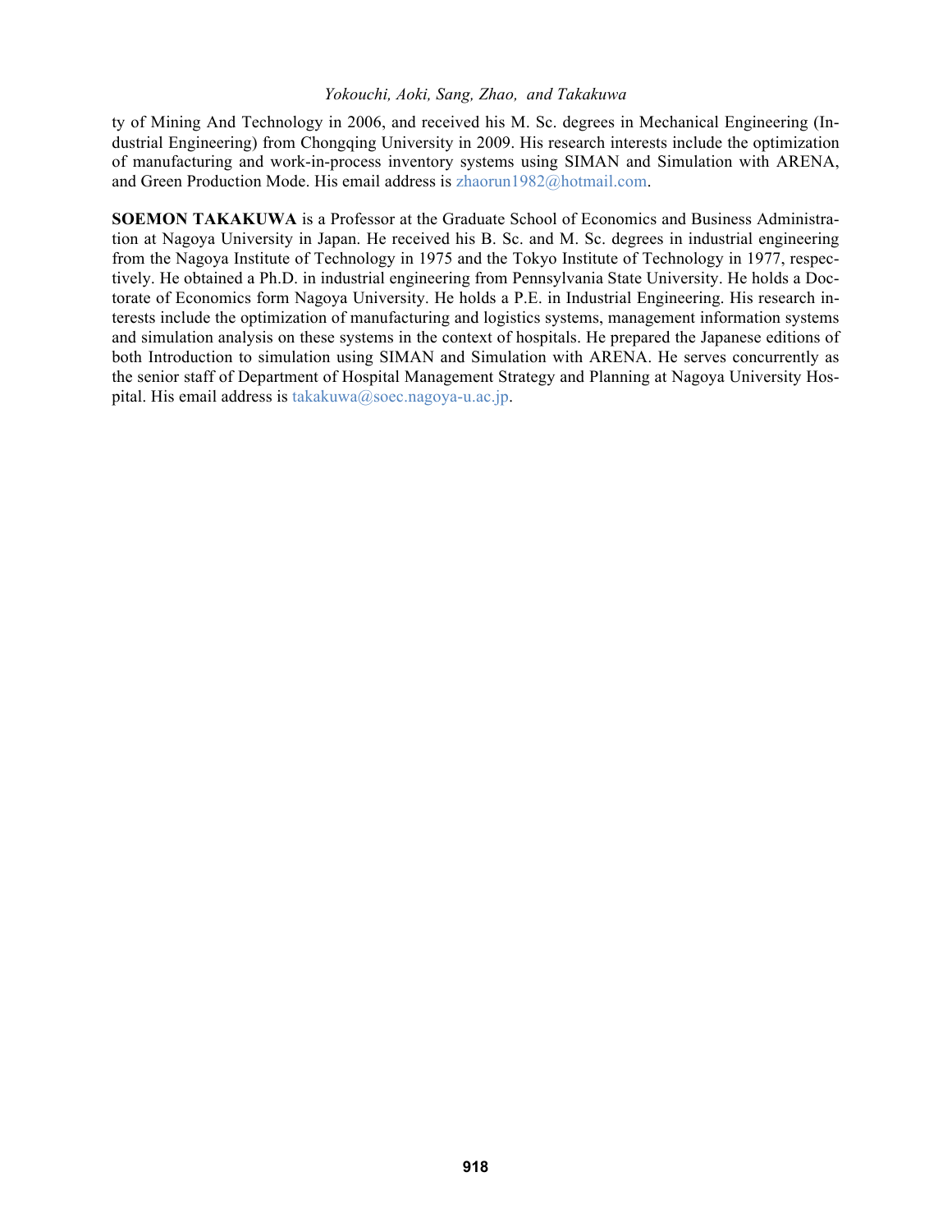ty of Mining And Technology in 2006, and received his M. Sc. degrees in Mechanical Engineering (Industrial Engineering) from Chongqing University in 2009. His research interests include the optimization of manufacturing and work-in-process inventory systems using SIMAN and Simulation with ARENA, and Green Production Mode. His email address is zhaorun1982@hotmail.com.

**SOEMON TAKAKUWA** is a Professor at the Graduate School of Economics and Business Administration at Nagoya University in Japan. He received his B. Sc. and M. Sc. degrees in industrial engineering from the Nagoya Institute of Technology in 1975 and the Tokyo Institute of Technology in 1977, respectively. He obtained a Ph.D. in industrial engineering from Pennsylvania State University. He holds a Doctorate of Economics form Nagoya University. He holds a P.E. in Industrial Engineering. His research interests include the optimization of manufacturing and logistics systems, management information systems and simulation analysis on these systems in the context of hospitals. He prepared the Japanese editions of both Introduction to simulation using SIMAN and Simulation with ARENA. He serves concurrently as the senior staff of Department of Hospital Management Strategy and Planning at Nagoya University Hospital. His email address is takakuwa@soec.nagoya-u.ac.jp.